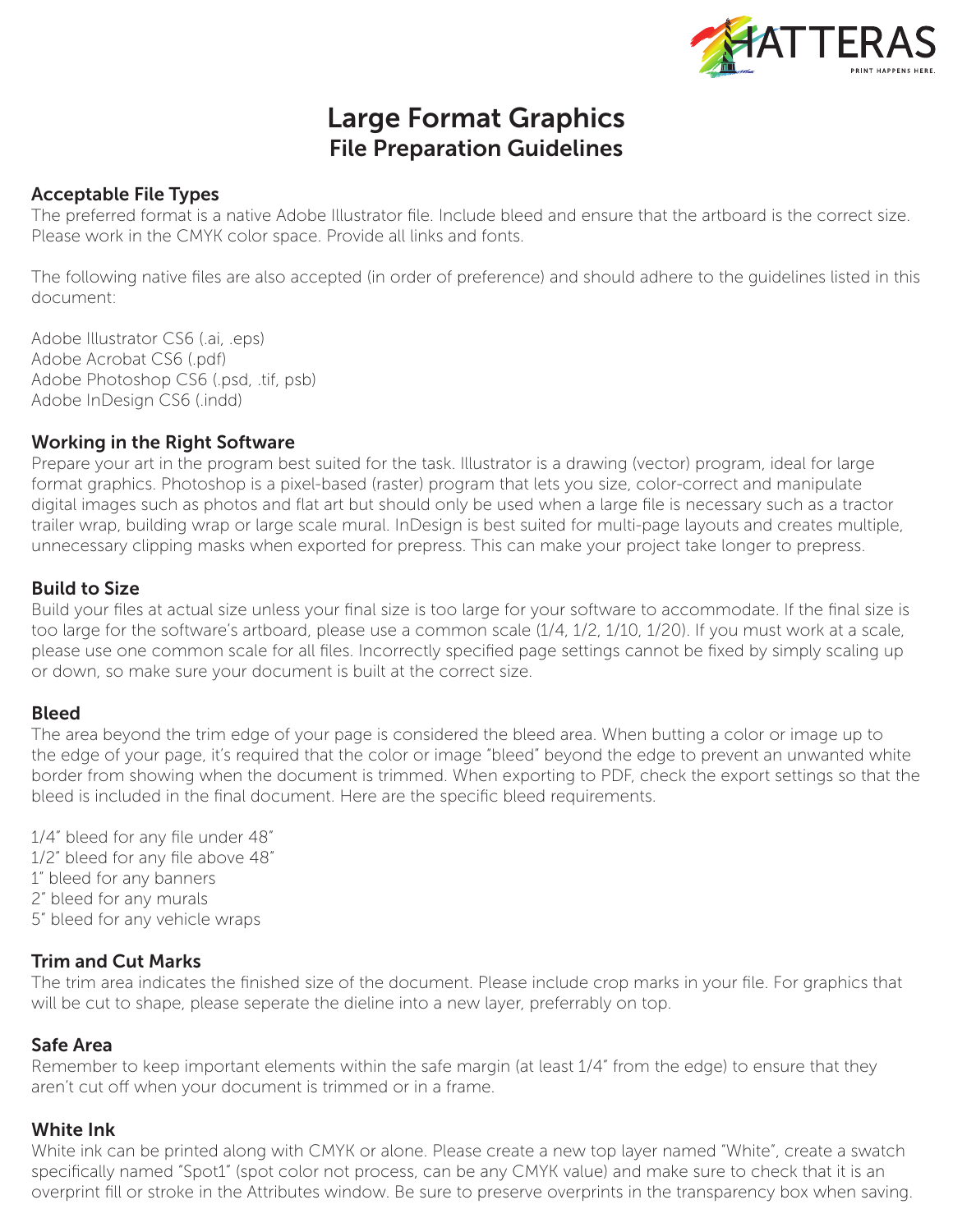HATTERAS
PRINT HAPPENS HERE.

# Large Format Graphics
## File Preparation Guidelines

### Acceptable File Types

The preferred format is a native Adobe Illustrator file. Include bleed and ensure that the artboard is the correct size. Please work in the CMYK color space. Provide all links and fonts.

The following native files are also accepted (in order of preference) and should adhere to the guidelines listed in this document:

Adobe Illustrator CS6 (.ai, .eps)
Adobe Acrobat CS6 (.pdf)
Adobe Photoshop CS6 (.psd, .tif, psb)
Adobe InDesign CS6 (.indd)

### Working in the Right Software

Prepare your art in the program best suited for the task. Illustrator is a drawing (vector) program, ideal for large format graphics. Photoshop is a pixel-based (raster) program that lets you size, color-correct and manipulate digital images such as photos and flat art but should only be used when a large file is necessary such as a tractor trailer wrap, building wrap or large scale mural. InDesign is best suited for multi-page layouts and creates multiple, unnecessary clipping masks when exported for prepress. This can make your project take longer to prepress.

### Build to Size

Build your files at actual size unless your final size is too large for your software to accommodate. If the final size is too large for the software's artboard, please use a common scale (1/4, 1/2, 1/10, 1/20). If you must work at a scale, please use one common scale for all files. Incorrectly specified page settings cannot be fixed by simply scaling up or down, so make sure your document is built at the correct size.

### Bleed

The area beyond the trim edge of your page is considered the bleed area. When butting a color or image up to the edge of your page, it's required that the color or image "bleed" beyond the edge to prevent an unwanted white border from showing when the document is trimmed. When exporting to PDF, check the export settings so that the bleed is included in the final document. Here are the specific bleed requirements.

1/4" bleed for any file under 48"
1/2" bleed for any file above 48"
1" bleed for any banners
2" bleed for any murals
5" bleed for any vehicle wraps

### Trim and Cut Marks

The trim area indicates the finished size of the document. Please include crop marks in your file. For graphics that will be cut to shape, please seperate the dieline into a new layer, preferrably on top.

### Safe Area

Remember to keep important elements within the safe margin (at least 1/4" from the edge) to ensure that they aren't cut off when your document is trimmed or in a frame.

### White Ink

White ink can be printed along with CMYK or alone. Please create a new top layer named "White", create a swatch specifically named "Spot1" (spot color not process, can be any CMYK value) and make sure to check that it is an overprint fill or stroke in the Attributes window. Be sure to preserve overprints in the transparency box when saving.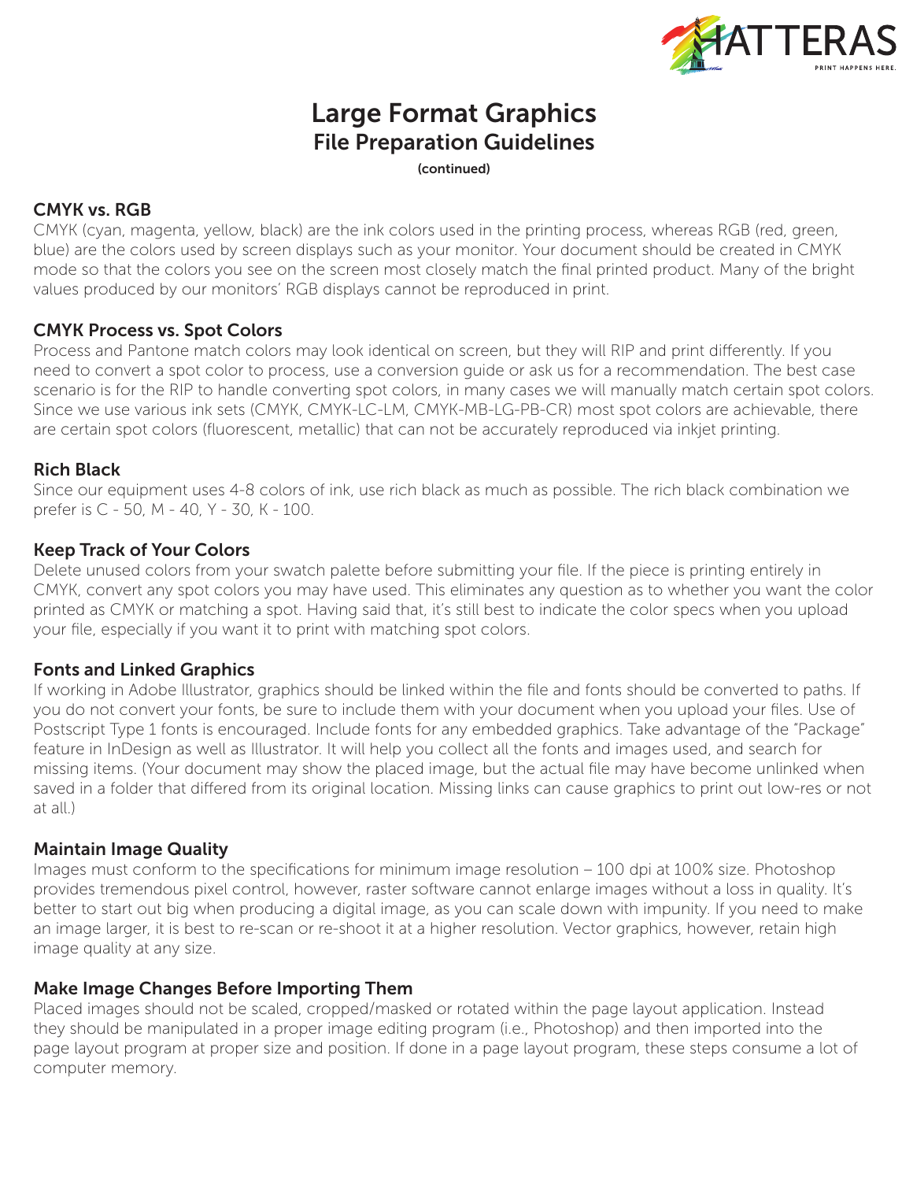# Large Format Graphics

## File Preparation Guidelines

(continued)

### CMYK vs. RGB

CMYK (cyan, magenta, yellow, black) are the ink colors used in the printing process, whereas RGB (red, green, blue) are the colors used by screen displays such as your monitor. Your document should be created in CMYK mode so that the colors you see on the screen most closely match the final printed product. Many of the bright values produced by our monitors' RGB displays cannot be reproduced in print.

### CMYK Process vs. Spot Colors

Process and Pantone match colors may look identical on screen, but they will RIP and print differently. If you need to convert a spot color to process, use a conversion guide or ask us for a recommendation. The best case scenario is for the RIP to handle converting spot colors, in many cases we will manually match certain spot colors. Since we use various ink sets (CMYK, CMYK-LC-LM, CMYK-MB-LG-PB-CR) most spot colors are achievable, there are certain spot colors (fluorescent, metallic) that can not be accurately reproduced via inkjet printing.

### Rich Black

Since our equipment uses 4-8 colors of ink, use rich black as much as possible. The rich black combination we prefer is C - 50, M - 40, Y - 30, K - 100.

### Keep Track of Your Colors

Delete unused colors from your swatch palette before submitting your file. If the piece is printing entirely in CMYK, convert any spot colors you may have used. This eliminates any question as to whether you want the color printed as CMYK or matching a spot. Having said that, it's still best to indicate the color specs when you upload your file, especially if you want it to print with matching spot colors.

### Fonts and Linked Graphics

If working in Adobe Illustrator, graphics should be linked within the file and fonts should be converted to paths. If you do not convert your fonts, be sure to include them with your document when you upload your files. Use of Postscript Type 1 fonts is encouraged. Include fonts for any embedded graphics. Take advantage of the "Package" feature in InDesign as well as Illustrator. It will help you collect all the fonts and images used, and search for missing items. (Your document may show the placed image, but the actual file may have become unlinked when saved in a folder that differed from its original location. Missing links can cause graphics to print out low-res or not at all.)

### Maintain Image Quality

Images must conform to the specifications for minimum image resolution – 100 dpi at 100% size. Photoshop provides tremendous pixel control, however, raster software cannot enlarge images without a loss in quality. It's better to start out big when producing a digital image, as you can scale down with impunity. If you need to make an image larger, it is best to re-scan or re-shoot it at a higher resolution. Vector graphics, however, retain high image quality at any size.

### Make Image Changes Before Importing Them

Placed images should not be scaled, cropped/masked or rotated within the page layout application. Instead they should be manipulated in a proper image editing program (i.e., Photoshop) and then imported into the page layout program at proper size and position. If done in a page layout program, these steps consume a lot of computer memory.